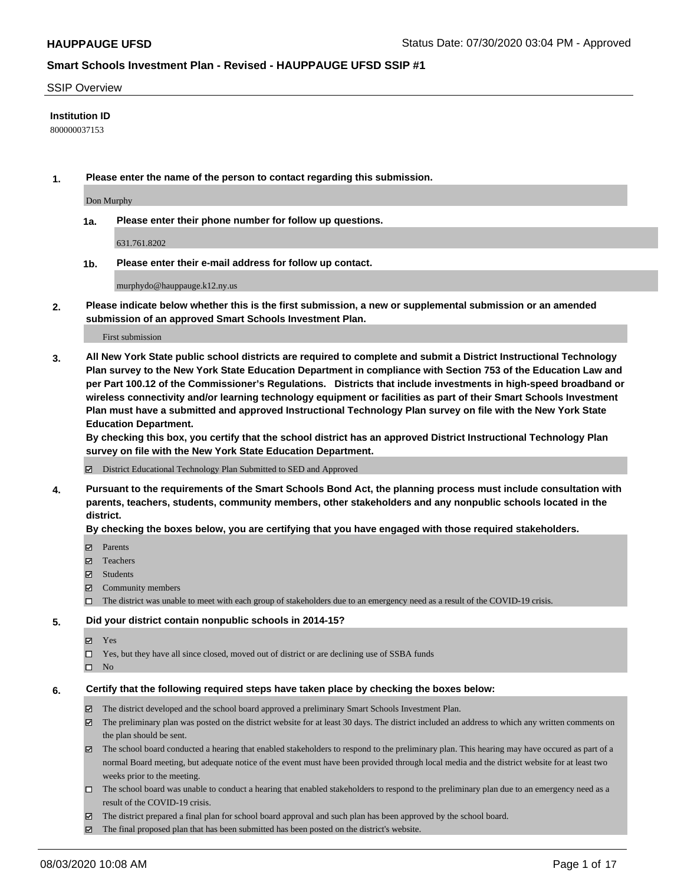# Smart Schools Investment Plan - Revised - HAUPPAUGE UFSD SSIP #1

## SSIP Overview

**Institution ID**

800000037153

**1. Please enter the name of the person to contact regarding this submission.**

Don Murphy

**1a. Please enter their phone number for follow up questions.**

631.761.8202

**1b. Please enter their e-mail address for follow up contact.**

murphydo@hauppauge.k12.ny.us

**2. Please indicate below whether this is the first submission, a new or supplemental submission or an amended submission of an approved Smart Schools Investment Plan.**

First submission

**3. All New York State public school districts are required to complete and submit a District Instructional Technology Plan survey to the New York State Education Department in compliance with Section 753 of the Education Law and per Part 100.12 of the Commissioner's Regulations. Districts that include investments in high-speed broadband or wireless connectivity and/or learning technology equipment or facilities as part of their Smart Schools Investment Plan must have a submitted and approved Instructional Technology Plan survey on file with the New York State Education Department.**

**By checking this box, you certify that the school district has an approved District Instructional Technology Plan survey on file with the New York State Education Department.**

- [x] District Educational Technology Plan Submitted to SED and Approved

**4. Pursuant to the requirements of the Smart Schools Bond Act, the planning process must include consultation with parents, teachers, students, community members, other stakeholders and any nonpublic schools located in the district.**

**By checking the boxes below, you are certifying that you have engaged with those required stakeholders.**

- [x] Parents
- [x] Teachers
- [x] Students
- [x] Community members
- [ ] The district was unable to meet with each group of stakeholders due to an emergency need as a result of the COVID-19 crisis.

**5. Did your district contain nonpublic schools in 2014-15?**

- [x] Yes
- [ ] Yes, but they have all since closed, moved out of district or are declining use of SSBA funds
- [ ] No

**6. Certify that the following required steps have taken place by checking the boxes below:**

- [x] The district developed and the school board approved a preliminary Smart Schools Investment Plan.
- [x] The preliminary plan was posted on the district website for at least 30 days. The district included an address to which any written comments on the plan should be sent.
- [x] The school board conducted a hearing that enabled stakeholders to respond to the preliminary plan. This hearing may have occured as part of a normal Board meeting, but adequate notice of the event must have been provided through local media and the district website for at least two weeks prior to the meeting.
- [ ] The school board was unable to conduct a hearing that enabled stakeholders to respond to the preliminary plan due to an emergency need as a result of the COVID-19 crisis.
- [x] The district prepared a final plan for school board approval and such plan has been approved by the school board.
- [x] The final proposed plan that has been submitted has been posted on the district's website.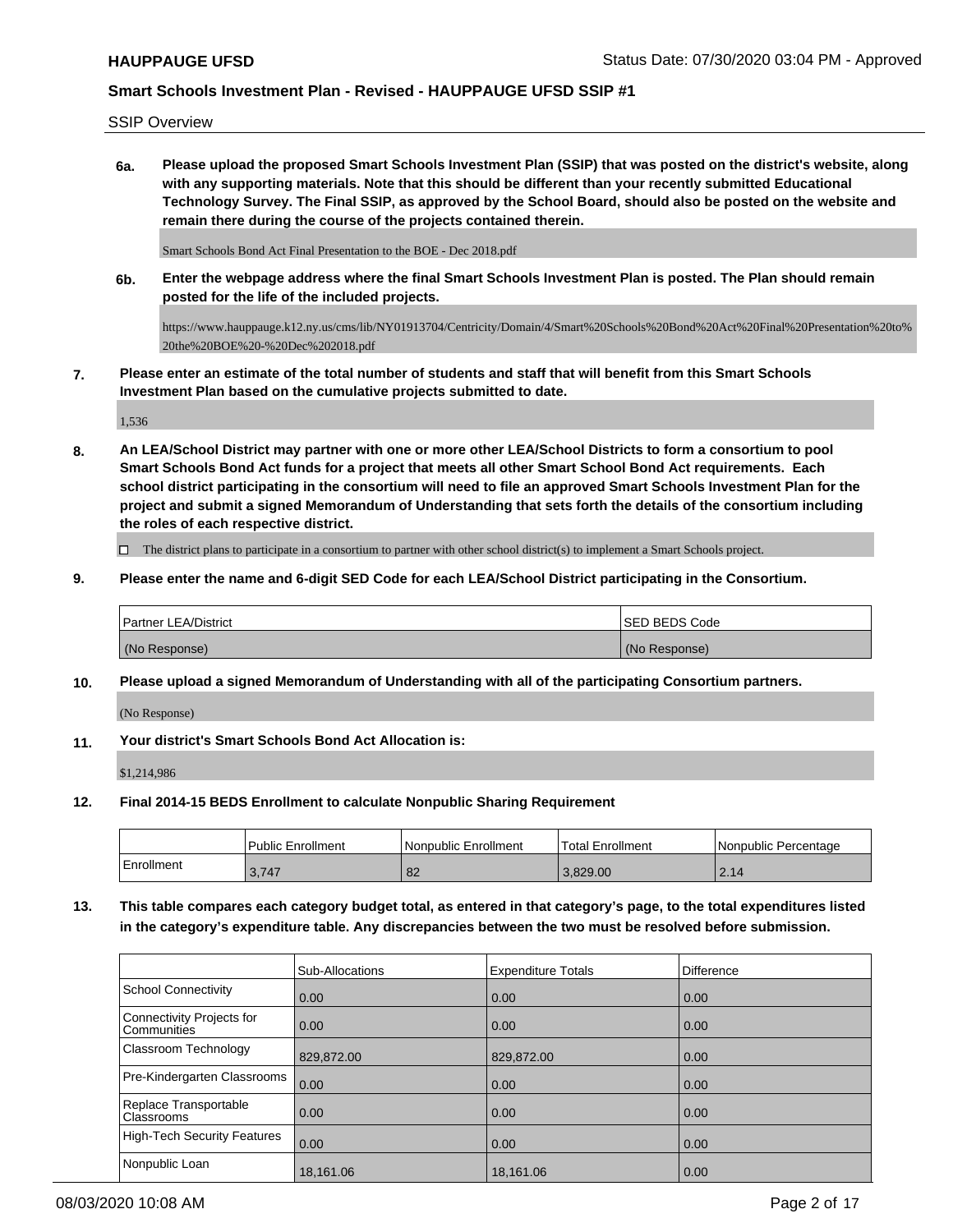SSIP Overview

**6a. Please upload the proposed Smart Schools Investment Plan (SSIP) that was posted on the district's website, along with any supporting materials. Note that this should be different than your recently submitted Educational Technology Survey. The Final SSIP, as approved by the School Board, should also be posted on the website and remain there during the course of the projects contained therein.**

Smart Schools Bond Act Final Presentation to the BOE - Dec 2018.pdf

**6b. Enter the webpage address where the final Smart Schools Investment Plan is posted. The Plan should remain posted for the life of the included projects.**

https://www.hauppauge.k12.ny.us/cms/lib/NY01913704/Centricity/Domain/4/Smart%20Schools%20Bond%20Act%20Final%20Presentation%20to%20the%20BOE%20-%20Dec%202018.pdf

**7. Please enter an estimate of the total number of students and staff that will benefit from this Smart Schools Investment Plan based on the cumulative projects submitted to date.**

1,536

**8. An LEA/School District may partner with one or more other LEA/School Districts to form a consortium to pool Smart Schools Bond Act funds for a project that meets all other Smart School Bond Act requirements. Each school district participating in the consortium will need to file an approved Smart Schools Investment Plan for the project and submit a signed Memorandum of Understanding that sets forth the details of the consortium including the roles of each respective district.**

☐ The district plans to participate in a consortium to partner with other school district(s) to implement a Smart Schools project.

**9. Please enter the name and 6-digit SED Code for each LEA/School District participating in the Consortium.**

| Partner LEA/District | SED BEDS Code |
|---|---|
| (No Response) | (No Response) |

**10. Please upload a signed Memorandum of Understanding with all of the participating Consortium partners.**

(No Response)

**11. Your district's Smart Schools Bond Act Allocation is:**

$1,214,986

**12. Final 2014-15 BEDS Enrollment to calculate Nonpublic Sharing Requirement**

| | Public Enrollment | Nonpublic Enrollment | Total Enrollment | Nonpublic Percentage |
|---|---|---|---|---|
| Enrollment | 3,747 | 82 | 3,829.00 | 2.14 |

**13. This table compares each category budget total, as entered in that category's page, to the total expenditures listed in the category's expenditure table. Any discrepancies between the two must be resolved before submission.**

| | Sub-Allocations | Expenditure Totals | Difference |
|---|---|---|---|
| School Connectivity | 0.00 | 0.00 | 0.00 |
| Connectivity Projects for Communities | 0.00 | 0.00 | 0.00 |
| Classroom Technology | 829,872.00 | 829,872.00 | 0.00 |
| Pre-Kindergarten Classrooms | 0.00 | 0.00 | 0.00 |
| Replace Transportable Classrooms | 0.00 | 0.00 | 0.00 |
| High-Tech Security Features | 0.00 | 0.00 | 0.00 |
| Nonpublic Loan | 18,161.06 | 18,161.06 | 0.00 |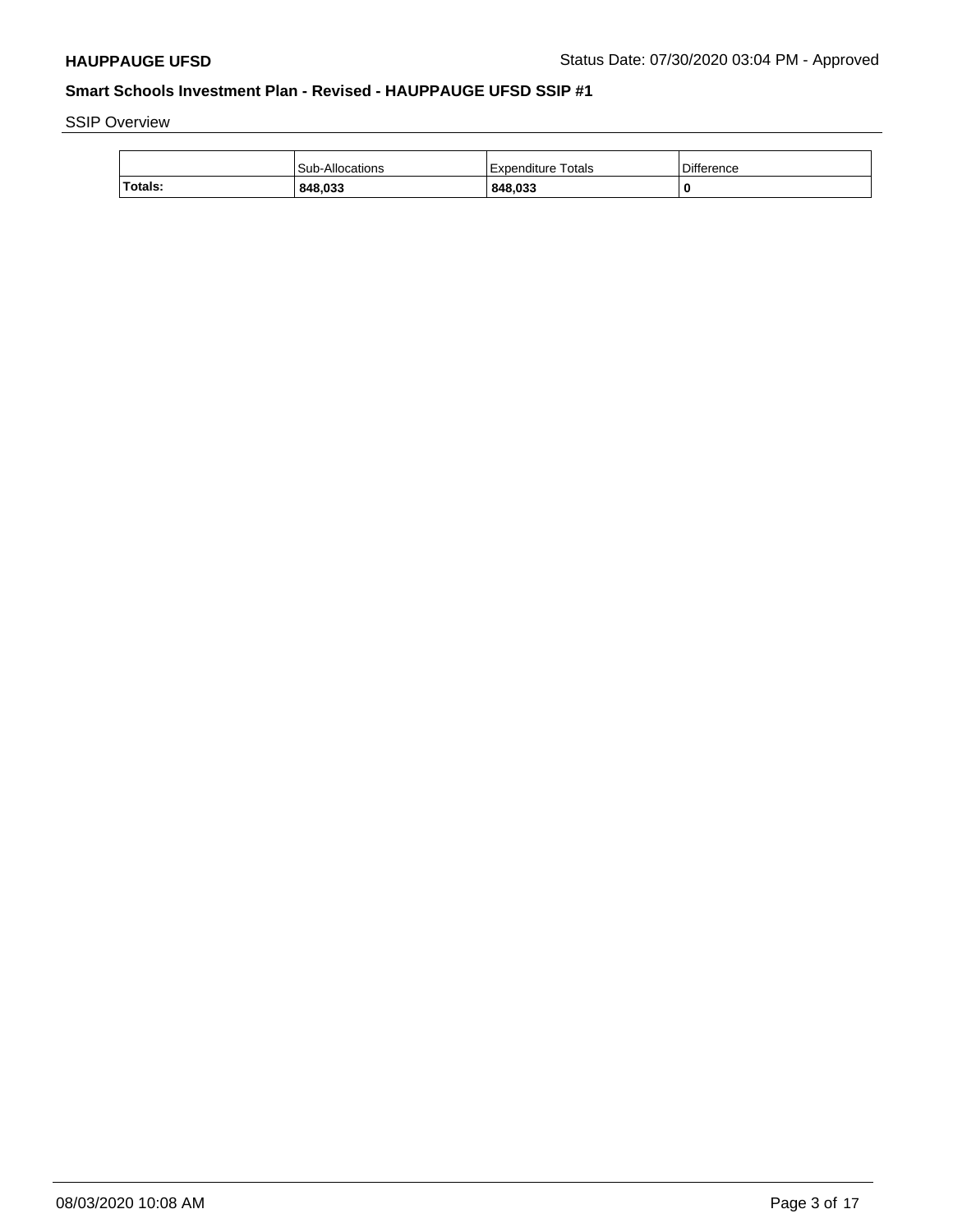## Smart Schools Investment Plan - Revised - HAUPPAUGE UFSD SSIP #1

SSIP Overview

| | Sub-Allocations | Expenditure Totals | Difference |
|---|---|---|---|
| **Totals:** | **848,033** | **848,033** | **0** |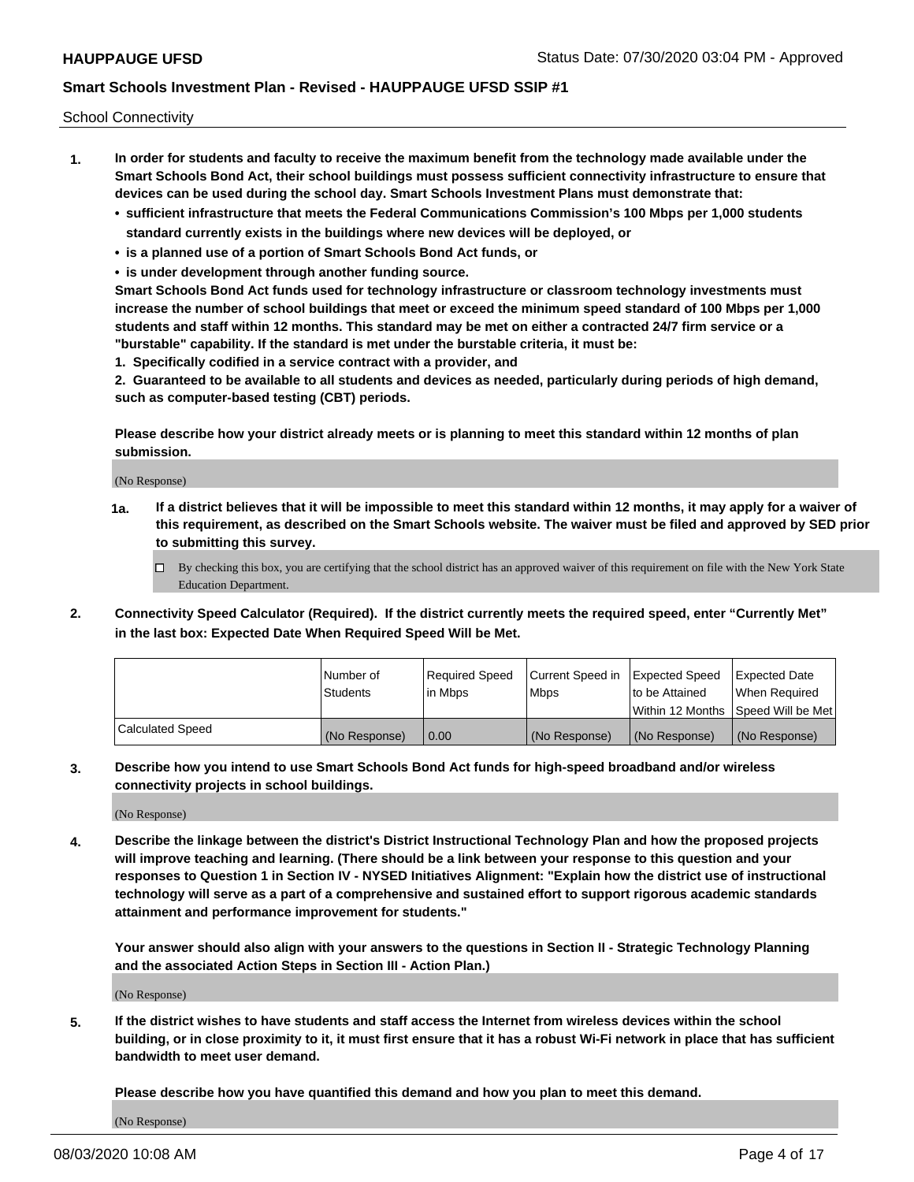School Connectivity

1. **In order for students and faculty to receive the maximum benefit from the technology made available under the Smart Schools Bond Act, their school buildings must possess sufficient connectivity infrastructure to ensure that devices can be used during the school day. Smart Schools Investment Plans must demonstrate that:**
   - **sufficient infrastructure that meets the Federal Communications Commission's 100 Mbps per 1,000 students standard currently exists in the buildings where new devices will be deployed, or**
   - **is a planned use of a portion of Smart Schools Bond Act funds, or**
   - **is under development through another funding source.**

   **Smart Schools Bond Act funds used for technology infrastructure or classroom technology investments must increase the number of school buildings that meet or exceed the minimum speed standard of 100 Mbps per 1,000 students and staff within 12 months. This standard may be met on either a contracted 24/7 firm service or a "burstable" capability. If the standard is met under the burstable criteria, it must be:**

   **1. Specifically codified in a service contract with a provider, and**

   **2. Guaranteed to be available to all students and devices as needed, particularly during periods of high demand, such as computer-based testing (CBT) periods.**

   **Please describe how your district already meets or is planning to meet this standard within 12 months of plan submission.**

   (No Response)

   **1a. If a district believes that it will be impossible to meet this standard within 12 months, it may apply for a waiver of this requirement, as described on the Smart Schools website. The waiver must be filed and approved by SED prior to submitting this survey.**

   ☐ By checking this box, you are certifying that the school district has an approved waiver of this requirement on file with the New York State Education Department.

2. **Connectivity Speed Calculator (Required). If the district currently meets the required speed, enter "Currently Met" in the last box: Expected Date When Required Speed Will be Met.**

| | Number of Students | Required Speed in Mbps | Current Speed in Mbps | Expected Speed to be Attained Within 12 Months | Expected Date When Required Speed Will be Met |
|---|---|---|---|---|---|
| Calculated Speed | (No Response) | 0.00 | (No Response) | (No Response) | (No Response) |

3. **Describe how you intend to use Smart Schools Bond Act funds for high-speed broadband and/or wireless connectivity projects in school buildings.**

   (No Response)

4. **Describe the linkage between the district's District Instructional Technology Plan and how the proposed projects will improve teaching and learning. (There should be a link between your response to this question and your responses to Question 1 in Section IV - NYSED Initiatives Alignment: "Explain how the district use of instructional technology will serve as a part of a comprehensive and sustained effort to support rigorous academic standards attainment and performance improvement for students."**

   **Your answer should also align with your answers to the questions in Section II - Strategic Technology Planning and the associated Action Steps in Section III - Action Plan.)**

   (No Response)

5. **If the district wishes to have students and staff access the Internet from wireless devices within the school building, or in close proximity to it, it must first ensure that it has a robust Wi-Fi network in place that has sufficient bandwidth to meet user demand.**

   **Please describe how you have quantified this demand and how you plan to meet this demand.**

   (No Response)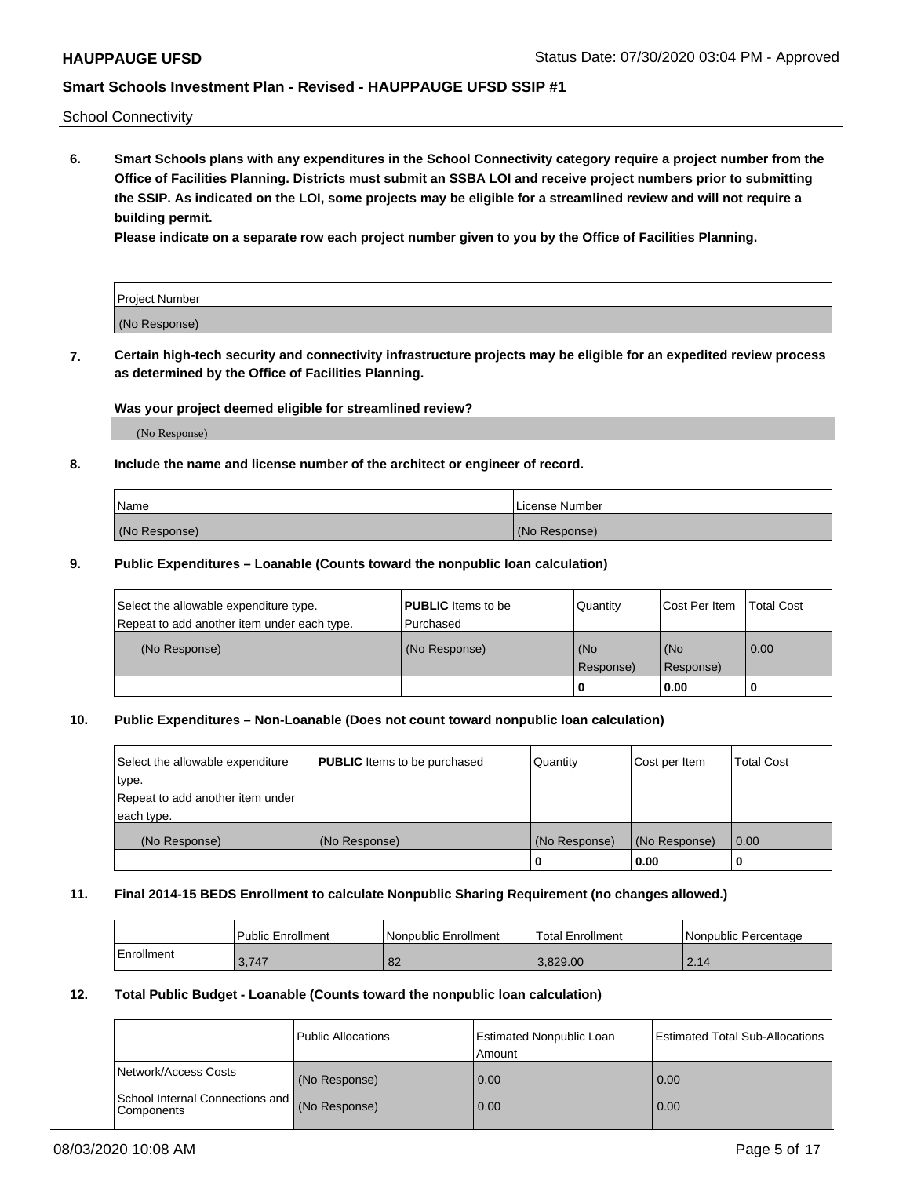School Connectivity

**6. Smart Schools plans with any expenditures in the School Connectivity category require a project number from the Office of Facilities Planning. Districts must submit an SSBA LOI and receive project numbers prior to submitting the SSIP. As indicated on the LOI, some projects may be eligible for a streamlined review and will not require a building permit.**

**Please indicate on a separate row each project number given to you by the Office of Facilities Planning.**

| Project Number |
|---|
| (No Response) |

**7. Certain high-tech security and connectivity infrastructure projects may be eligible for an expedited review process as determined by the Office of Facilities Planning.**

**Was your project deemed eligible for streamlined review?**

(No Response)

**8. Include the name and license number of the architect or engineer of record.**

| Name | License Number |
|---|---|
| (No Response) | (No Response) |

**9. Public Expenditures – Loanable (Counts toward the nonpublic loan calculation)**

| Select the allowable expenditure type. Repeat to add another item under each type. | **PUBLIC** Items to be Purchased | Quantity | Cost Per Item | Total Cost |
|---|---|---|---|---|
| (No Response) | (No Response) | (No Response) | (No Response) | 0.00 |
| | | 0 | 0.00 | 0 |

**10. Public Expenditures – Non-Loanable (Does not count toward nonpublic loan calculation)**

| Select the allowable expenditure type. Repeat to add another item under each type. | **PUBLIC** Items to be purchased | Quantity | Cost per Item | Total Cost |
|---|---|---|---|---|
| (No Response) | (No Response) | (No Response) | (No Response) | 0.00 |
| | | 0 | 0.00 | 0 |

**11. Final 2014-15 BEDS Enrollment to calculate Nonpublic Sharing Requirement (no changes allowed.)**

| | Public Enrollment | Nonpublic Enrollment | Total Enrollment | Nonpublic Percentage |
|---|---|---|---|---|
| Enrollment | 3,747 | 82 | 3,829.00 | 2.14 |

**12. Total Public Budget - Loanable (Counts toward the nonpublic loan calculation)**

| | Public Allocations | Estimated Nonpublic Loan Amount | Estimated Total Sub-Allocations |
|---|---|---|---|
| Network/Access Costs | (No Response) | 0.00 | 0.00 |
| School Internal Connections and Components | (No Response) | 0.00 | 0.00 |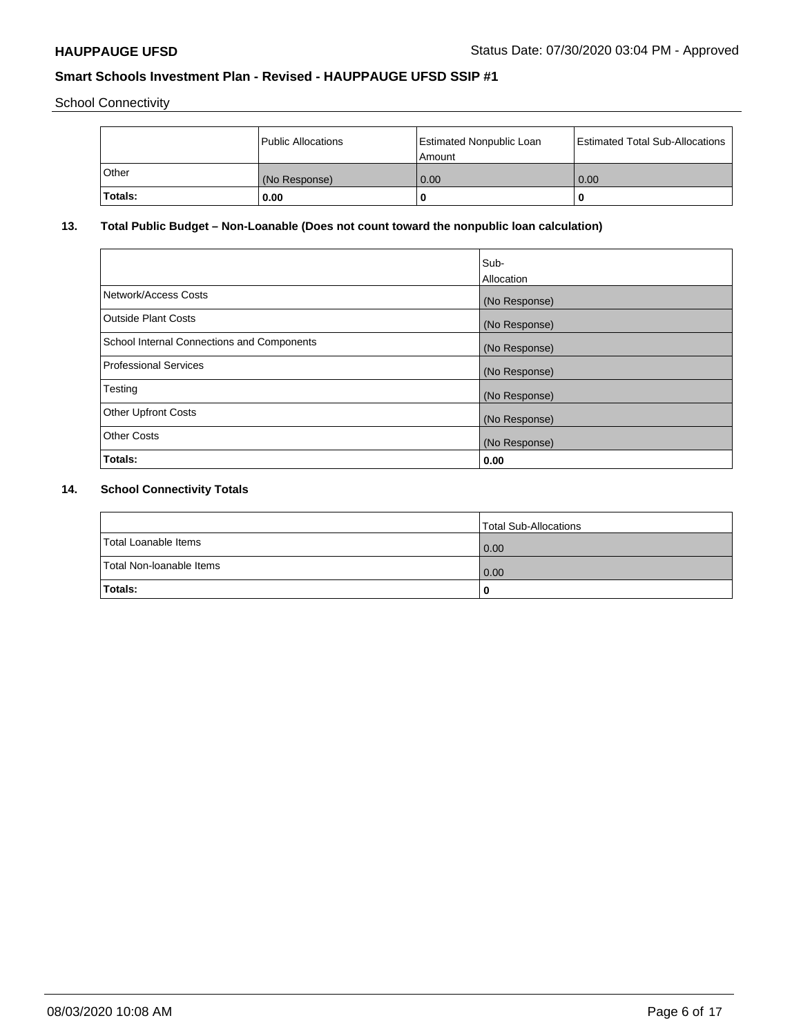School Connectivity

| | Public Allocations | Estimated Nonpublic Loan Amount | Estimated Total Sub-Allocations |
|---|---|---|---|
| Other | (No Response) | 0.00 | 0.00 |
| **Totals:** | **0.00** | **0** | **0** |

## 13. Total Public Budget – Non-Loanable (Does not count toward the nonpublic loan calculation)

| | Sub-Allocation |
|---|---|
| Network/Access Costs | (No Response) |
| Outside Plant Costs | (No Response) |
| School Internal Connections and Components | (No Response) |
| Professional Services | (No Response) |
| Testing | (No Response) |
| Other Upfront Costs | (No Response) |
| Other Costs | (No Response) |
| **Totals:** | **0.00** |

## 14. School Connectivity Totals

| | Total Sub-Allocations |
|---|---|
| Total Loanable Items | 0.00 |
| Total Non-loanable Items | 0.00 |
| **Totals:** | **0** |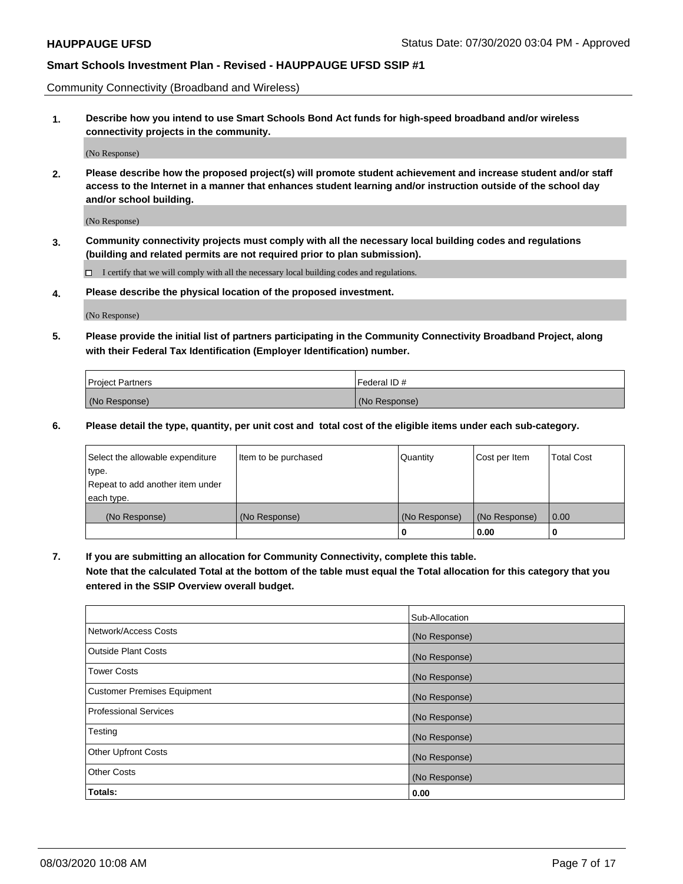Community Connectivity (Broadband and Wireless)

**1. Describe how you intend to use Smart Schools Bond Act funds for high-speed broadband and/or wireless connectivity projects in the community.**

(No Response)

**2. Please describe how the proposed project(s) will promote student achievement and increase student and/or staff access to the Internet in a manner that enhances student learning and/or instruction outside of the school day and/or school building.**

(No Response)

**3. Community connectivity projects must comply with all the necessary local building codes and regulations (building and related permits are not required prior to plan submission).**

☐ I certify that we will comply with all the necessary local building codes and regulations.

**4. Please describe the physical location of the proposed investment.**

(No Response)

**5. Please provide the initial list of partners participating in the Community Connectivity Broadband Project, along with their Federal Tax Identification (Employer Identification) number.**

| Project Partners | Federal ID # |
|---|---|
| (No Response) | (No Response) |

**6. Please detail the type, quantity, per unit cost and total cost of the eligible items under each sub-category.**

| Select the allowable expenditure type. Repeat to add another item under each type. | Item to be purchased | Quantity | Cost per Item | Total Cost |
|---|---|---|---|---|
| (No Response) | (No Response) | (No Response) | (No Response) | 0.00 |
| | | **0** | **0.00** | **0** |

**7. If you are submitting an allocation for Community Connectivity, complete this table. Note that the calculated Total at the bottom of the table must equal the Total allocation for this category that you entered in the SSIP Overview overall budget.**

| | Sub-Allocation |
|---|---|
| Network/Access Costs | (No Response) |
| Outside Plant Costs | (No Response) |
| Tower Costs | (No Response) |
| Customer Premises Equipment | (No Response) |
| Professional Services | (No Response) |
| Testing | (No Response) |
| Other Upfront Costs | (No Response) |
| Other Costs | (No Response) |
| **Totals:** | **0.00** |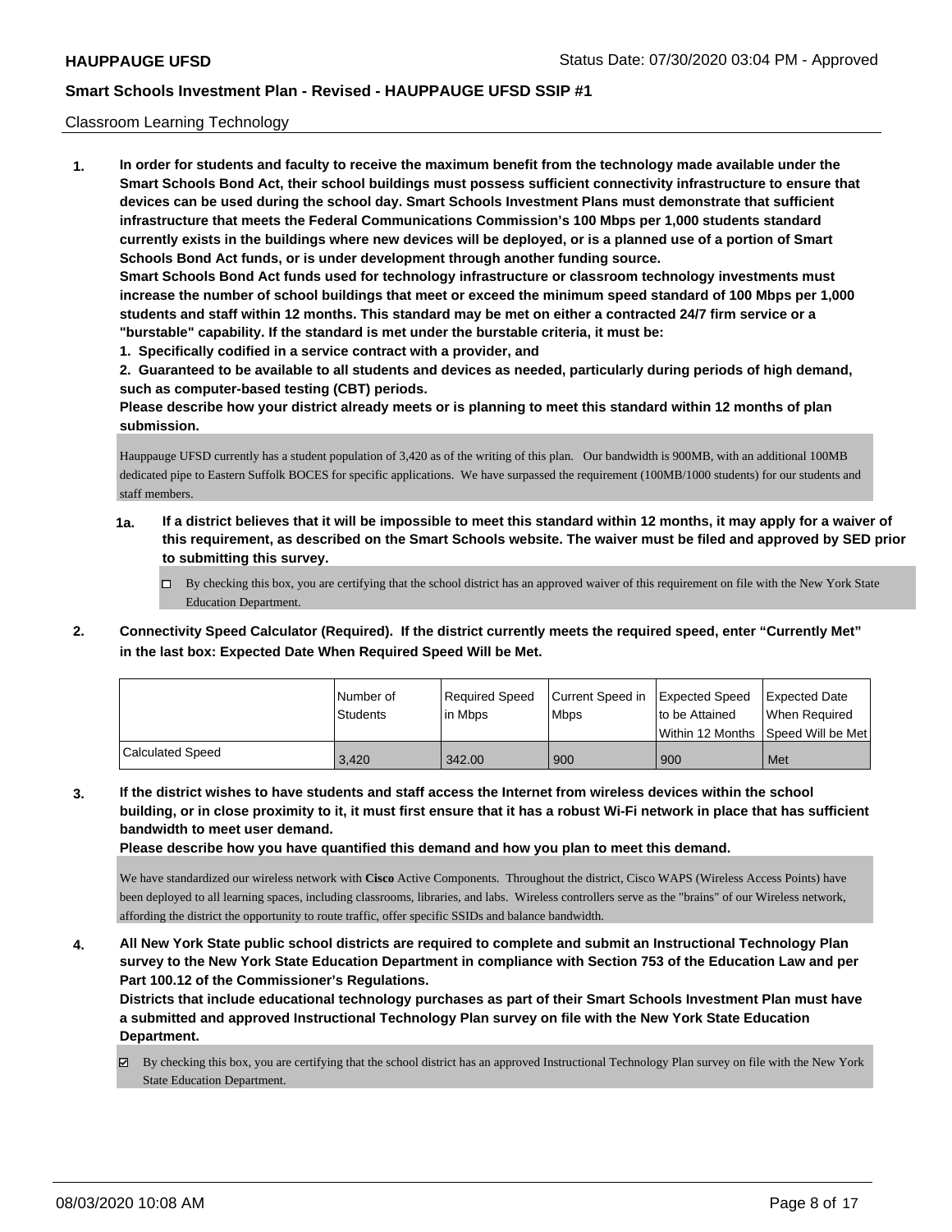Classroom Learning Technology

**1. In order for students and faculty to receive the maximum benefit from the technology made available under the Smart Schools Bond Act, their school buildings must possess sufficient connectivity infrastructure to ensure that devices can be used during the school day. Smart Schools Investment Plans must demonstrate that sufficient infrastructure that meets the Federal Communications Commission's 100 Mbps per 1,000 students standard currently exists in the buildings where new devices will be deployed, or is a planned use of a portion of Smart Schools Bond Act funds, or is under development through another funding source.**

**Smart Schools Bond Act funds used for technology infrastructure or classroom technology investments must increase the number of school buildings that meet or exceed the minimum speed standard of 100 Mbps per 1,000 students and staff within 12 months. This standard may be met on either a contracted 24/7 firm service or a "burstable" capability. If the standard is met under the burstable criteria, it must be:**

**1. Specifically codified in a service contract with a provider, and**

**2. Guaranteed to be available to all students and devices as needed, particularly during periods of high demand, such as computer-based testing (CBT) periods.**

**Please describe how your district already meets or is planning to meet this standard within 12 months of plan submission.**

Hauppauge UFSD currently has a student population of 3,420 as of the writing of this plan. Our bandwidth is 900MB, with an additional 100MB dedicated pipe to Eastern Suffolk BOCES for specific applications. We have surpassed the requirement (100MB/1000 students) for our students and staff members.

**1a. If a district believes that it will be impossible to meet this standard within 12 months, it may apply for a waiver of this requirement, as described on the Smart Schools website. The waiver must be filed and approved by SED prior to submitting this survey.**

- ☐ By checking this box, you are certifying that the school district has an approved waiver of this requirement on file with the New York State Education Department.

**2. Connectivity Speed Calculator (Required). If the district currently meets the required speed, enter "Currently Met" in the last box: Expected Date When Required Speed Will be Met.**

| | Number of Students | Required Speed in Mbps | Current Speed in Mbps | Expected Speed to be Attained Within 12 Months | Expected Date When Required Speed Will be Met |
|---|---|---|---|---|---|
| Calculated Speed | 3,420 | 342.00 | 900 | 900 | Met |

**3. If the district wishes to have students and staff access the Internet from wireless devices within the school building, or in close proximity to it, it must first ensure that it has a robust Wi-Fi network in place that has sufficient bandwidth to meet user demand.**

**Please describe how you have quantified this demand and how you plan to meet this demand.**

We have standardized our wireless network with **Cisco** Active Components. Throughout the district, Cisco WAPS (Wireless Access Points) have been deployed to all learning spaces, including classrooms, libraries, and labs. Wireless controllers serve as the "brains" of our Wireless network, affording the district the opportunity to route traffic, offer specific SSIDs and balance bandwidth.

**4. All New York State public school districts are required to complete and submit an Instructional Technology Plan survey to the New York State Education Department in compliance with Section 753 of the Education Law and per Part 100.12 of the Commissioner's Regulations.**

**Districts that include educational technology purchases as part of their Smart Schools Investment Plan must have a submitted and approved Instructional Technology Plan survey on file with the New York State Education Department.**

- ☑ By checking this box, you are certifying that the school district has an approved Instructional Technology Plan survey on file with the New York State Education Department.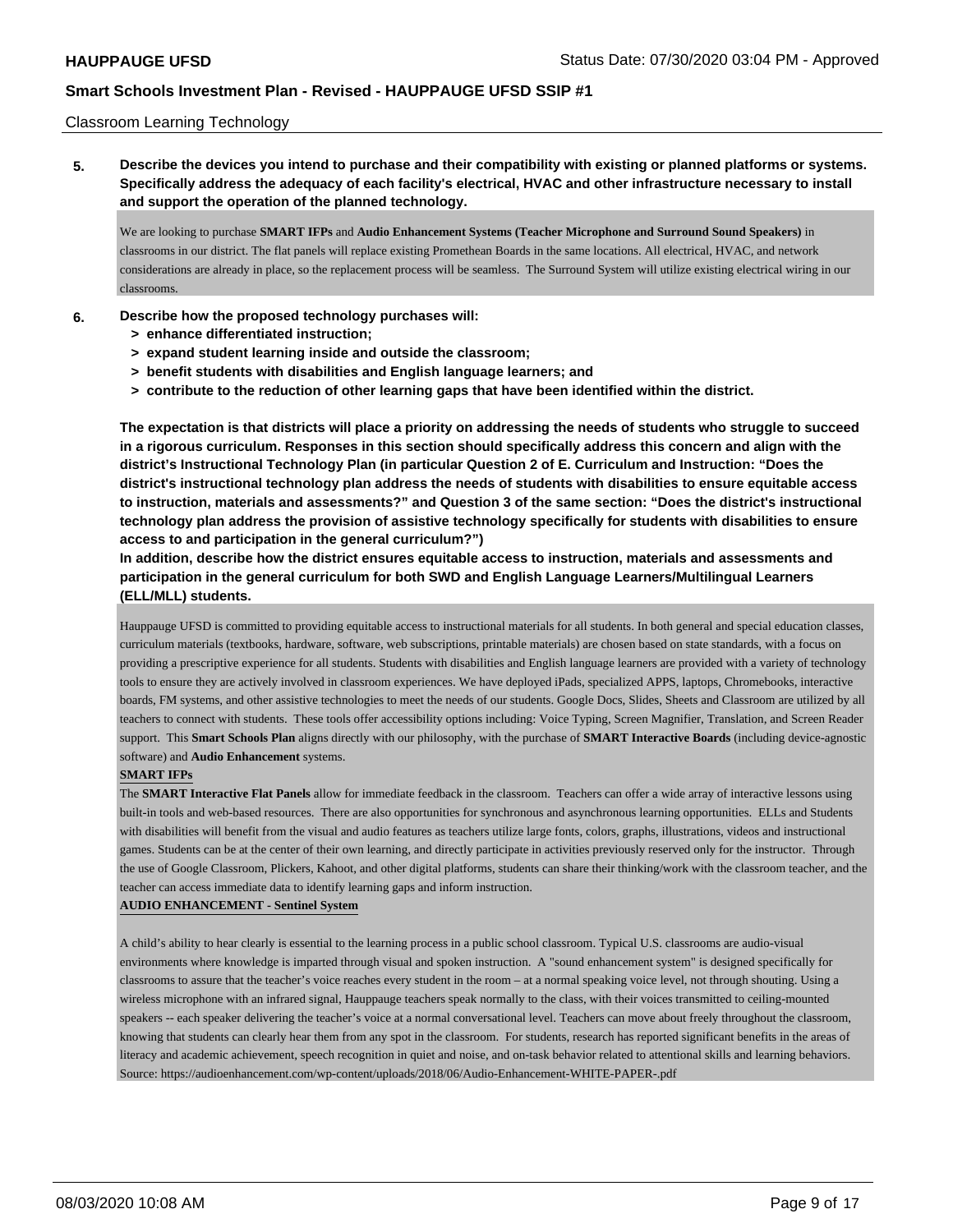Classroom Learning Technology

**5. Describe the devices you intend to purchase and their compatibility with existing or planned platforms or systems. Specifically address the adequacy of each facility's electrical, HVAC and other infrastructure necessary to install and support the operation of the planned technology.**

We are looking to purchase **SMART IFPs** and **Audio Enhancement Systems (Teacher Microphone and Surround Sound Speakers)** in classrooms in our district. The flat panels will replace existing Promethean Boards in the same locations. All electrical, HVAC, and network considerations are already in place, so the replacement process will be seamless. The Surround System will utilize existing electrical wiring in our classrooms.

**6. Describe how the proposed technology purchases will:**
- **> enhance differentiated instruction;**
- **> expand student learning inside and outside the classroom;**
- **> benefit students with disabilities and English language learners; and**
- **> contribute to the reduction of other learning gaps that have been identified within the district.**

**The expectation is that districts will place a priority on addressing the needs of students who struggle to succeed in a rigorous curriculum. Responses in this section should specifically address this concern and align with the district's Instructional Technology Plan (in particular Question 2 of E. Curriculum and Instruction: "Does the district's instructional technology plan address the needs of students with disabilities to ensure equitable access to instruction, materials and assessments?" and Question 3 of the same section: "Does the district's instructional technology plan address the provision of assistive technology specifically for students with disabilities to ensure access to and participation in the general curriculum?")**

**In addition, describe how the district ensures equitable access to instruction, materials and assessments and participation in the general curriculum for both SWD and English Language Learners/Multilingual Learners (ELL/MLL) students.**

Hauppauge UFSD is committed to providing equitable access to instructional materials for all students. In both general and special education classes, curriculum materials (textbooks, hardware, software, web subscriptions, printable materials) are chosen based on state standards, with a focus on providing a prescriptive experience for all students. Students with disabilities and English language learners are provided with a variety of technology tools to ensure they are actively involved in classroom experiences. We have deployed iPads, specialized APPS, laptops, Chromebooks, interactive boards, FM systems, and other assistive technologies to meet the needs of our students. Google Docs, Slides, Sheets and Classroom are utilized by all teachers to connect with students. These tools offer accessibility options including: Voice Typing, Screen Magnifier, Translation, and Screen Reader support. This **Smart Schools Plan** aligns directly with our philosophy, with the purchase of **SMART Interactive Boards** (including device-agnostic software) and **Audio Enhancement** systems.

**SMART IFPs**

The **SMART Interactive Flat Panels** allow for immediate feedback in the classroom. Teachers can offer a wide array of interactive lessons using built-in tools and web-based resources. There are also opportunities for synchronous and asynchronous learning opportunities. ELLs and Students with disabilities will benefit from the visual and audio features as teachers utilize large fonts, colors, graphs, illustrations, videos and instructional games. Students can be at the center of their own learning, and directly participate in activities previously reserved only for the instructor. Through the use of Google Classroom, Plickers, Kahoot, and other digital platforms, students can share their thinking/work with the classroom teacher, and the teacher can access immediate data to identify learning gaps and inform instruction.

**AUDIO ENHANCEMENT - Sentinel System**

A child's ability to hear clearly is essential to the learning process in a public school classroom. Typical U.S. classrooms are audio-visual environments where knowledge is imparted through visual and spoken instruction. A "sound enhancement system" is designed specifically for classrooms to assure that the teacher's voice reaches every student in the room – at a normal speaking voice level, not through shouting. Using a wireless microphone with an infrared signal, Hauppauge teachers speak normally to the class, with their voices transmitted to ceiling-mounted speakers -- each speaker delivering the teacher's voice at a normal conversational level. Teachers can move about freely throughout the classroom, knowing that students can clearly hear them from any spot in the classroom. For students, research has reported significant benefits in the areas of literacy and academic achievement, speech recognition in quiet and noise, and on-task behavior related to attentional skills and learning behaviors. Source: https://audioenhancement.com/wp-content/uploads/2018/06/Audio-Enhancement-WHITE-PAPER-.pdf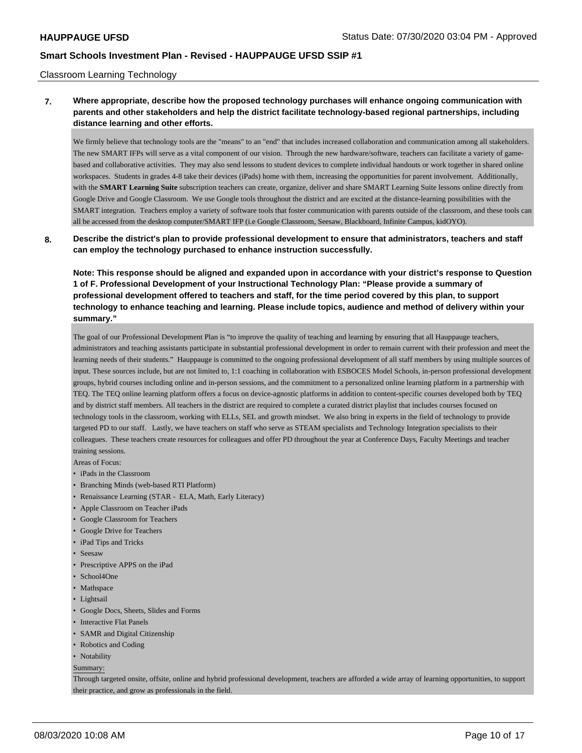Classroom Learning Technology

**7. Where appropriate, describe how the proposed technology purchases will enhance ongoing communication with parents and other stakeholders and help the district facilitate technology-based regional partnerships, including distance learning and other efforts.**

We firmly believe that technology tools are the "means" to an "end" that includes increased collaboration and communication among all stakeholders. The new SMART IFPs will serve as a vital component of our vision. Through the new hardware/software, teachers can facilitate a variety of game-based and collaborative activities. They may also send lessons to student devices to complete individual handouts or work together in shared online workspaces. Students in grades 4-8 take their devices (iPads) home with them, increasing the opportunities for parent involvement. Additionally, with the **SMART Learning Suite** subscription teachers can create, organize, deliver and share SMART Learning Suite lessons online directly from Google Drive and Google Classroom. We use Google tools throughout the district and are excited at the distance-learning possibilities with the SMART integration. Teachers employ a variety of software tools that foster communication with parents outside of the classroom, and these tools can all be accessed from the desktop computer/SMART IFP (i.e Google Classroom, Seesaw, Blackboard, Infinite Campus, kidOYO).

**8. Describe the district's plan to provide professional development to ensure that administrators, teachers and staff can employ the technology purchased to enhance instruction successfully.**

**Note: This response should be aligned and expanded upon in accordance with your district's response to Question 1 of F. Professional Development of your Instructional Technology Plan: "Please provide a summary of professional development offered to teachers and staff, for the time period covered by this plan, to support technology to enhance teaching and learning. Please include topics, audience and method of delivery within your summary."**

The goal of our Professional Development Plan is "to improve the quality of teaching and learning by ensuring that all Hauppauge teachers, administrators and teaching assistants participate in substantial professional development in order to remain current with their profession and meet the learning needs of their students." Hauppauge is committed to the ongoing professional development of all staff members by using multiple sources of input. These sources include, but are not limited to, 1:1 coaching in collaboration with ESBOCES Model Schools, in-person professional development groups, hybrid courses including online and in-person sessions, and the commitment to a personalized online learning platform in a partnership with TEQ. The TEQ online learning platform offers a focus on device-agnostic platforms in addition to content-specific courses developed both by TEQ and by district staff members. All teachers in the district are required to complete a curated district playlist that includes courses focused on technology tools in the classroom, working with ELLs, SEL and growth mindset. We also bring in experts in the field of technology to provide targeted PD to our staff. Lastly, we have teachers on staff who serve as STEAM specialists and Technology Integration specialists to their colleagues. These teachers create resources for colleagues and offer PD throughout the year at Conference Days, Faculty Meetings and teacher training sessions.

Areas of Focus:

- iPads in the Classroom
- Branching Minds (web-based RTI Platform)
- Renaissance Learning (STAR - ELA, Math, Early Literacy)
- Apple Classroom on Teacher iPads
- Google Classroom for Teachers
- Google Drive for Teachers
- iPad Tips and Tricks
- Seesaw
- Prescriptive APPS on the iPad
- School4One
- Mathspace
- Lightsail
- Google Docs, Sheets, Slides and Forms
- Interactive Flat Panels
- SAMR and Digital Citizenship
- Robotics and Coding
- Notability

Summary:

Through targeted onsite, offsite, online and hybrid professional development, teachers are afforded a wide array of learning opportunities, to support their practice, and grow as professionals in the field.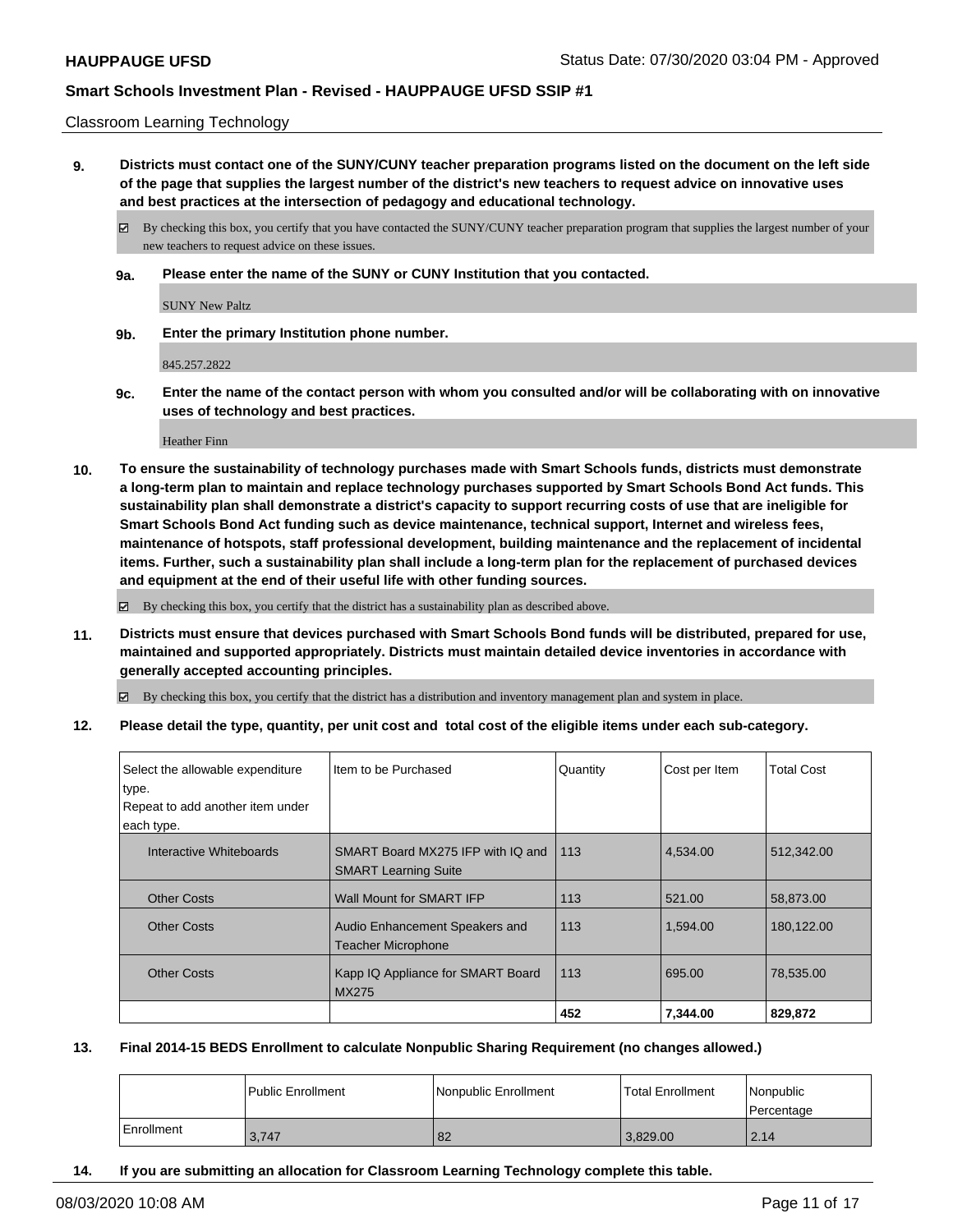Classroom Learning Technology

**9. Districts must contact one of the SUNY/CUNY teacher preparation programs listed on the document on the left side of the page that supplies the largest number of the district's new teachers to request advice on innovative uses and best practices at the intersection of pedagogy and educational technology.**

☑ By checking this box, you certify that you have contacted the SUNY/CUNY teacher preparation program that supplies the largest number of your new teachers to request advice on these issues.

**9a. Please enter the name of the SUNY or CUNY Institution that you contacted.**

SUNY New Paltz

**9b. Enter the primary Institution phone number.**

845.257.2822

**9c. Enter the name of the contact person with whom you consulted and/or will be collaborating with on innovative uses of technology and best practices.**

Heather Finn

**10. To ensure the sustainability of technology purchases made with Smart Schools funds, districts must demonstrate a long-term plan to maintain and replace technology purchases supported by Smart Schools Bond Act funds. This sustainability plan shall demonstrate a district's capacity to support recurring costs of use that are ineligible for Smart Schools Bond Act funding such as device maintenance, technical support, Internet and wireless fees, maintenance of hotspots, staff professional development, building maintenance and the replacement of incidental items. Further, such a sustainability plan shall include a long-term plan for the replacement of purchased devices and equipment at the end of their useful life with other funding sources.**

☑ By checking this box, you certify that the district has a sustainability plan as described above.

**11. Districts must ensure that devices purchased with Smart Schools Bond funds will be distributed, prepared for use, maintained and supported appropriately. Districts must maintain detailed device inventories in accordance with generally accepted accounting principles.**

☑ By checking this box, you certify that the district has a distribution and inventory management plan and system in place.

**12. Please detail the type, quantity, per unit cost and total cost of the eligible items under each sub-category.**

| Select the allowable expenditure type. Repeat to add another item under each type. | Item to be Purchased | Quantity | Cost per Item | Total Cost |
|---|---|---|---|---|
| Interactive Whiteboards | SMART Board MX275 IFP with IQ and SMART Learning Suite | 113 | 4,534.00 | 512,342.00 |
| Other Costs | Wall Mount for SMART IFP | 113 | 521.00 | 58,873.00 |
| Other Costs | Audio Enhancement Speakers and Teacher Microphone | 113 | 1,594.00 | 180,122.00 |
| Other Costs | Kapp IQ Appliance for SMART Board MX275 | 113 | 695.00 | 78,535.00 |
| | | **452** | **7,344.00** | **829,872** |

**13. Final 2014-15 BEDS Enrollment to calculate Nonpublic Sharing Requirement (no changes allowed.)**

| | Public Enrollment | Nonpublic Enrollment | Total Enrollment | Nonpublic Percentage |
|---|---|---|---|---|
| Enrollment | 3,747 | 82 | 3,829.00 | 2.14 |

**14. If you are submitting an allocation for Classroom Learning Technology complete this table.**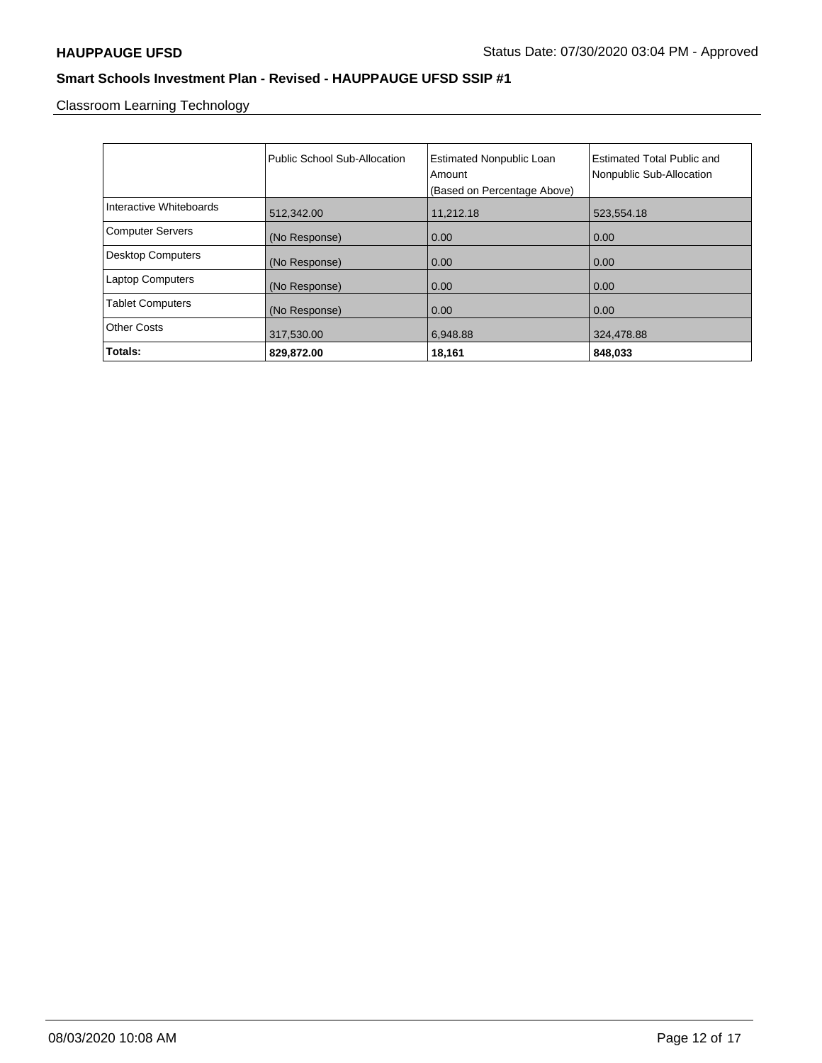Classroom Learning Technology

| | Public School Sub-Allocation | Estimated Nonpublic Loan Amount (Based on Percentage Above) | Estimated Total Public and Nonpublic Sub-Allocation |
|---|---|---|---|
| Interactive Whiteboards | 512,342.00 | 11,212.18 | 523,554.18 |
| Computer Servers | (No Response) | 0.00 | 0.00 |
| Desktop Computers | (No Response) | 0.00 | 0.00 |
| Laptop Computers | (No Response) | 0.00 | 0.00 |
| Tablet Computers | (No Response) | 0.00 | 0.00 |
| Other Costs | 317,530.00 | 6,948.88 | 324,478.88 |
| **Totals:** | **829,872.00** | **18,161** | **848,033** |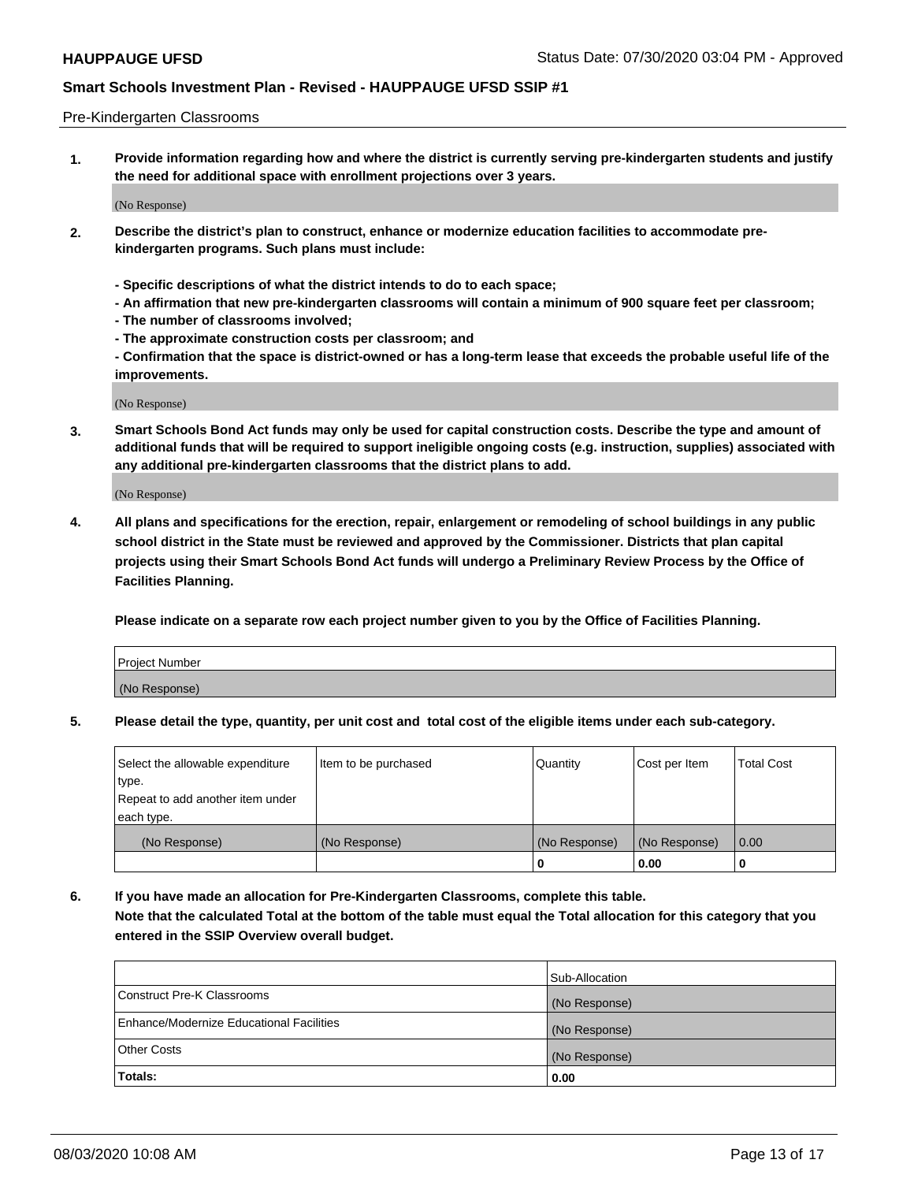Pre-Kindergarten Classrooms

**1. Provide information regarding how and where the district is currently serving pre-kindergarten students and justify the need for additional space with enrollment projections over 3 years.**

(No Response)

**2. Describe the district's plan to construct, enhance or modernize education facilities to accommodate pre-kindergarten programs. Such plans must include:**

**- Specific descriptions of what the district intends to do to each space;**
**- An affirmation that new pre-kindergarten classrooms will contain a minimum of 900 square feet per classroom;**
**- The number of classrooms involved;**
**- The approximate construction costs per classroom; and**
**- Confirmation that the space is district-owned or has a long-term lease that exceeds the probable useful life of the improvements.**

(No Response)

**3. Smart Schools Bond Act funds may only be used for capital construction costs. Describe the type and amount of additional funds that will be required to support ineligible ongoing costs (e.g. instruction, supplies) associated with any additional pre-kindergarten classrooms that the district plans to add.**

(No Response)

**4. All plans and specifications for the erection, repair, enlargement or remodeling of school buildings in any public school district in the State must be reviewed and approved by the Commissioner. Districts that plan capital projects using their Smart Schools Bond Act funds will undergo a Preliminary Review Process by the Office of Facilities Planning.**

**Please indicate on a separate row each project number given to you by the Office of Facilities Planning.**

| Project Number |
|---|
| (No Response) |

**5. Please detail the type, quantity, per unit cost and total cost of the eligible items under each sub-category.**

| Select the allowable expenditure type. Repeat to add another item under each type. | Item to be purchased | Quantity | Cost per Item | Total Cost |
|---|---|---|---|---|
| (No Response) | (No Response) | (No Response) | (No Response) | 0.00 |
| | | 0 | 0.00 | 0 |

**6. If you have made an allocation for Pre-Kindergarten Classrooms, complete this table. Note that the calculated Total at the bottom of the table must equal the Total allocation for this category that you entered in the SSIP Overview overall budget.**

| | Sub-Allocation |
|---|---|
| Construct Pre-K Classrooms | (No Response) |
| Enhance/Modernize Educational Facilities | (No Response) |
| Other Costs | (No Response) |
| **Totals:** | **0.00** |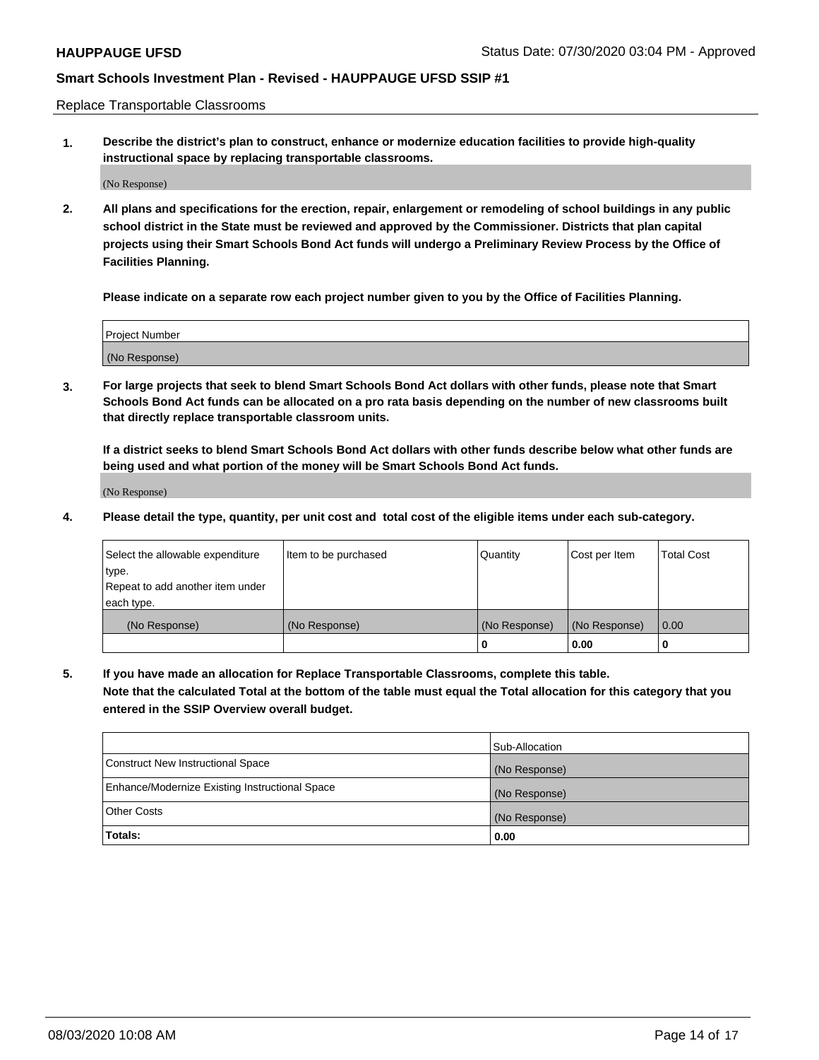Replace Transportable Classrooms

1. **Describe the district's plan to construct, enhance or modernize education facilities to provide high-quality instructional space by replacing transportable classrooms.**

(No Response)

2. **All plans and specifications for the erection, repair, enlargement or remodeling of school buildings in any public school district in the State must be reviewed and approved by the Commissioner. Districts that plan capital projects using their Smart Schools Bond Act funds will undergo a Preliminary Review Process by the Office of Facilities Planning.**

**Please indicate on a separate row each project number given to you by the Office of Facilities Planning.**

| Project Number |
|---|
| (No Response) |

3. **For large projects that seek to blend Smart Schools Bond Act dollars with other funds, please note that Smart Schools Bond Act funds can be allocated on a pro rata basis depending on the number of new classrooms built that directly replace transportable classroom units.**

**If a district seeks to blend Smart Schools Bond Act dollars with other funds describe below what other funds are being used and what portion of the money will be Smart Schools Bond Act funds.**

(No Response)

4. **Please detail the type, quantity, per unit cost and total cost of the eligible items under each sub-category.**

| Select the allowable expenditure type. Repeat to add another item under each type. | Item to be purchased | Quantity | Cost per Item | Total Cost |
|---|---|---|---|---|
| (No Response) | (No Response) | (No Response) | (No Response) | 0.00 |
| | | 0 | 0.00 | 0 |

5. **If you have made an allocation for Replace Transportable Classrooms, complete this table. Note that the calculated Total at the bottom of the table must equal the Total allocation for this category that you entered in the SSIP Overview overall budget.**

| | Sub-Allocation |
|---|---|
| Construct New Instructional Space | (No Response) |
| Enhance/Modernize Existing Instructional Space | (No Response) |
| Other Costs | (No Response) |
| **Totals:** | **0.00** |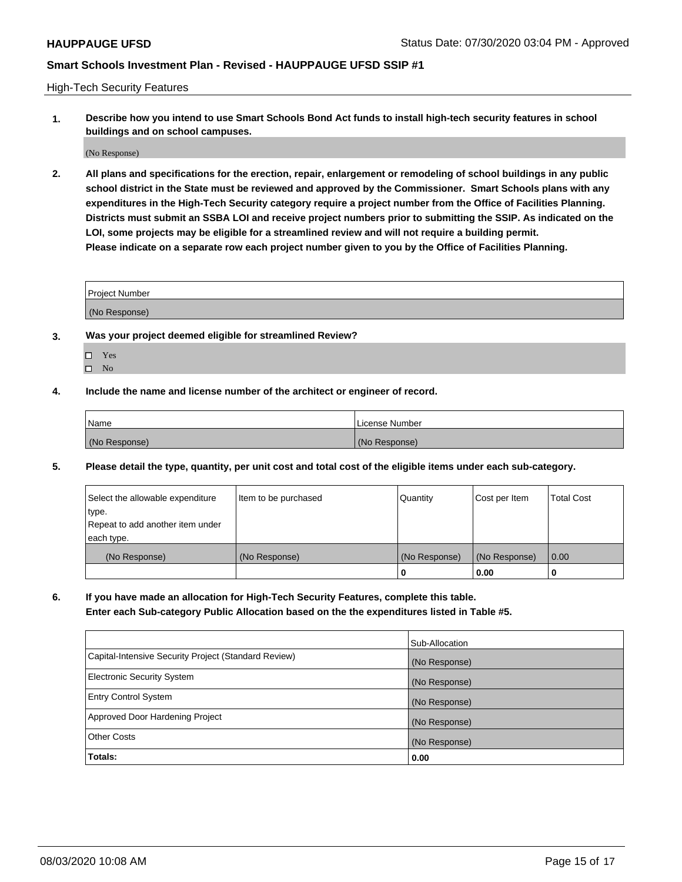High-Tech Security Features

**1. Describe how you intend to use Smart Schools Bond Act funds to install high-tech security features in school buildings and on school campuses.**

(No Response)

**2. All plans and specifications for the erection, repair, enlargement or remodeling of school buildings in any public school district in the State must be reviewed and approved by the Commissioner. Smart Schools plans with any expenditures in the High-Tech Security category require a project number from the Office of Facilities Planning. Districts must submit an SSBA LOI and receive project numbers prior to submitting the SSIP. As indicated on the LOI, some projects may be eligible for a streamlined review and will not require a building permit. Please indicate on a separate row each project number given to you by the Office of Facilities Planning.**

| Project Number |
|---|
| (No Response) |

**3. Was your project deemed eligible for streamlined Review?**

- ☐ Yes
- ☐ No

**4. Include the name and license number of the architect or engineer of record.**

| Name | License Number |
|---|---|
| (No Response) | (No Response) |

**5. Please detail the type, quantity, per unit cost and total cost of the eligible items under each sub-category.**

| Select the allowable expenditure type. Repeat to add another item under each type. | Item to be purchased | Quantity | Cost per Item | Total Cost |
|---|---|---|---|---|
| (No Response) | (No Response) | (No Response) | (No Response) | 0.00 |
| | | 0 | 0.00 | 0 |

**6. If you have made an allocation for High-Tech Security Features, complete this table. Enter each Sub-category Public Allocation based on the the expenditures listed in Table #5.**

| | Sub-Allocation |
|---|---|
| Capital-Intensive Security Project (Standard Review) | (No Response) |
| Electronic Security System | (No Response) |
| Entry Control System | (No Response) |
| Approved Door Hardening Project | (No Response) |
| Other Costs | (No Response) |
| **Totals:** | **0.00** |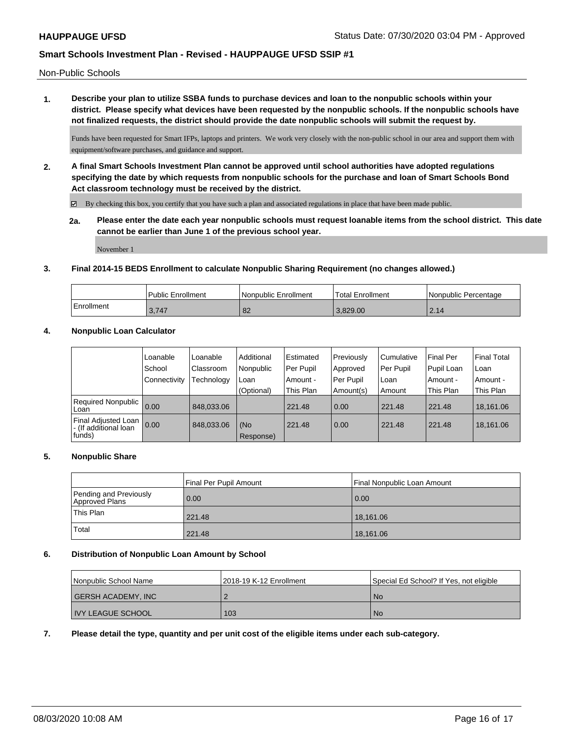Non-Public Schools

**1. Describe your plan to utilize SSBA funds to purchase devices and loan to the nonpublic schools within your district. Please specify what devices have been requested by the nonpublic schools. If the nonpublic schools have not finalized requests, the district should provide the date nonpublic schools will submit the request by.**

Funds have been requested for Smart IFPs, laptops and printers. We work very closely with the non-public school in our area and support them with equipment/software purchases, and guidance and support.

**2. A final Smart Schools Investment Plan cannot be approved until school authorities have adopted regulations specifying the date by which requests from nonpublic schools for the purchase and loan of Smart Schools Bond Act classroom technology must be received by the district.**

☑ By checking this box, you certify that you have such a plan and associated regulations in place that have been made public.

**2a. Please enter the date each year nonpublic schools must request loanable items from the school district. This date cannot be earlier than June 1 of the previous school year.**

November 1

**3. Final 2014-15 BEDS Enrollment to calculate Nonpublic Sharing Requirement (no changes allowed.)**

| | Public Enrollment | Nonpublic Enrollment | Total Enrollment | Nonpublic Percentage |
|---|---|---|---|---|
| Enrollment | 3,747 | 82 | 3,829.00 | 2.14 |

**4. Nonpublic Loan Calculator**

| | Loanable School Connectivity | Loanable Classroom Technology | Additional Nonpublic Loan (Optional) | Estimated Per Pupil Amount - This Plan | Previously Approved Per Pupil Amount(s) | Cumulative Per Pupil Loan Amount | Final Per Pupil Loan Amount - This Plan | Final Total Loan Amount - This Plan |
|---|---|---|---|---|---|---|---|---|
| Required Nonpublic Loan | 0.00 | 848,033.06 | | 221.48 | 0.00 | 221.48 | 221.48 | 18,161.06 |
| Final Adjusted Loan - (If additional loan funds) | 0.00 | 848,033.06 | (No Response) | 221.48 | 0.00 | 221.48 | 221.48 | 18,161.06 |

**5. Nonpublic Share**

| | Final Per Pupil Amount | Final Nonpublic Loan Amount |
|---|---|---|
| Pending and Previously Approved Plans | 0.00 | 0.00 |
| This Plan | 221.48 | 18,161.06 |
| Total | 221.48 | 18,161.06 |

**6. Distribution of Nonpublic Loan Amount by School**

| Nonpublic School Name | 2018-19 K-12 Enrollment | Special Ed School? If Yes, not eligible |
|---|---|---|
| GERSH ACADEMY, INC | 2 | No |
| IVY LEAGUE SCHOOL | 103 | No |

**7. Please detail the type, quantity and per unit cost of the eligible items under each sub-category.**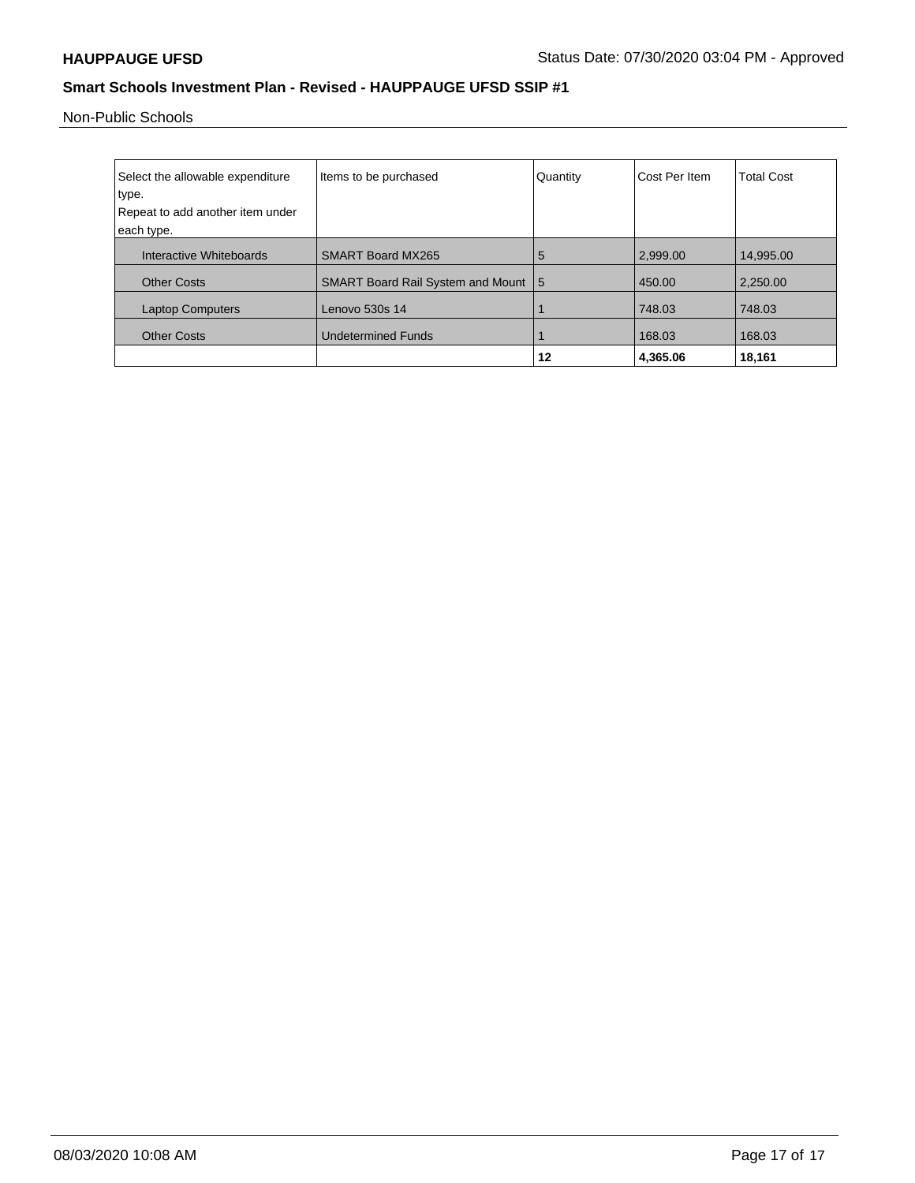Non-Public Schools

| Select the allowable expenditure type. Repeat to add another item under each type. | Items to be purchased | Quantity | Cost Per Item | Total Cost |
|---|---|---|---|---|
| Interactive Whiteboards | SMART Board MX265 | 5 | 2,999.00 | 14,995.00 |
| Other Costs | SMART Board Rail System and Mount | 5 | 450.00 | 2,250.00 |
| Laptop Computers | Lenovo 530s 14 | 1 | 748.03 | 748.03 |
| Other Costs | Undetermined Funds | 1 | 168.03 | 168.03 |
| | | **12** | **4,365.06** | **18,161** |